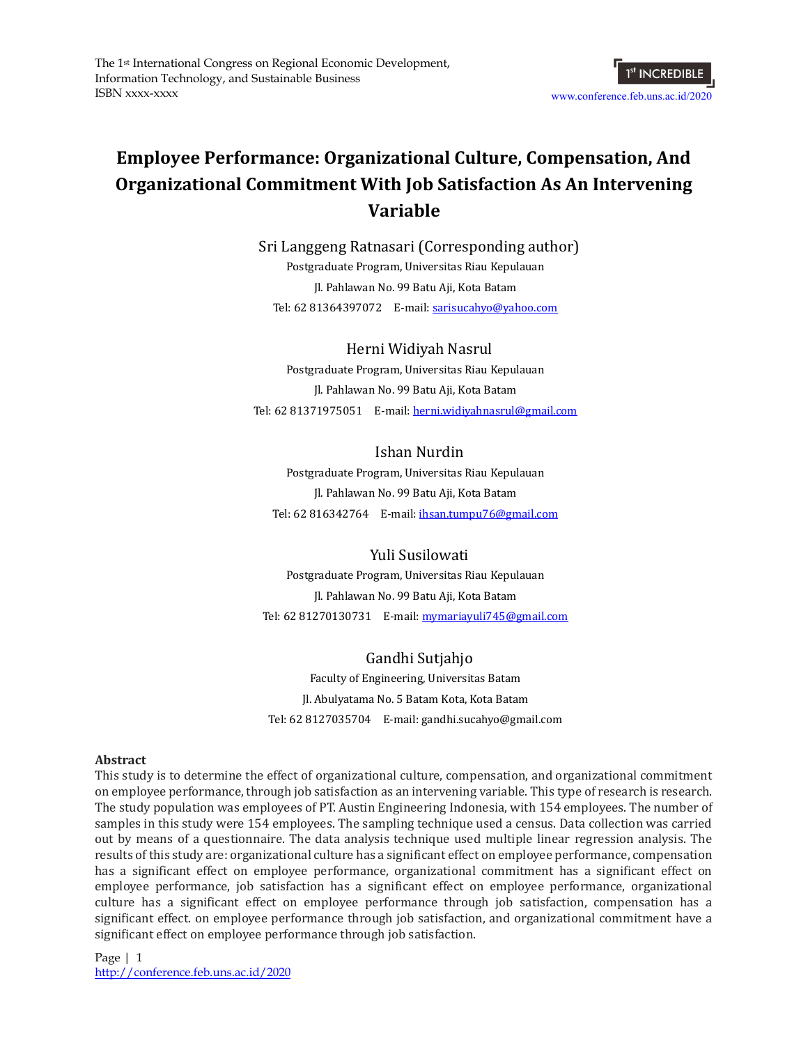# Employee Performance: Organizational Culture, Compensation, And Organizational Commitment With Job Satisfaction As An Intervening Variable

Sri Langgeng Ratnasari (Corresponding author)
Postgraduate Program, Universitas Riau Kepulauan
Jl. Pahlawan No. 99 Batu Aji, Kota Batam
Tel: 62 81364397072 E-mail: sarisucahyo@yahoo.com

Herni Widiyah Nasrul
Postgraduate Program, Universitas Riau Kepulauan
Jl. Pahlawan No. 99 Batu Aji, Kota Batam
Tel: 62 81371975051 E-mail: herni.widiyahnasrul@gmail.com

Ishan Nurdin
Postgraduate Program, Universitas Riau Kepulauan
Jl. Pahlawan No. 99 Batu Aji, Kota Batam
Tel: 62 816342764 E-mail: ihsan.tumpu76@gmail.com

Yuli Susilowati
Postgraduate Program, Universitas Riau Kepulauan
Jl. Pahlawan No. 99 Batu Aji, Kota Batam
Tel: 62 81270130731 E-mail: mymariayuli745@gmail.com

Gandhi Sutjahjo
Faculty of Engineering, Universitas Batam
Jl. Abulyatama No. 5 Batam Kota, Kota Batam
Tel: 62 8127035704 E-mail: gandhi.sucahyo@gmail.com

**Abstract**

This study is to determine the effect of organizational culture, compensation, and organizational commitment on employee performance, through job satisfaction as an intervening variable. This type of research is research. The study population was employees of PT. Austin Engineering Indonesia, with 154 employees. The number of samples in this study were 154 employees. The sampling technique used a census. Data collection was carried out by means of a questionnaire. The data analysis technique used multiple linear regression analysis. The results of this study are: organizational culture has a significant effect on employee performance, compensation has a significant effect on employee performance, organizational commitment has a significant effect on employee performance, job satisfaction has a significant effect on employee performance, organizational culture has a significant effect on employee performance through job satisfaction, compensation has a significant effect. on employee performance through job satisfaction, and organizational commitment have a significant effect on employee performance through job satisfaction.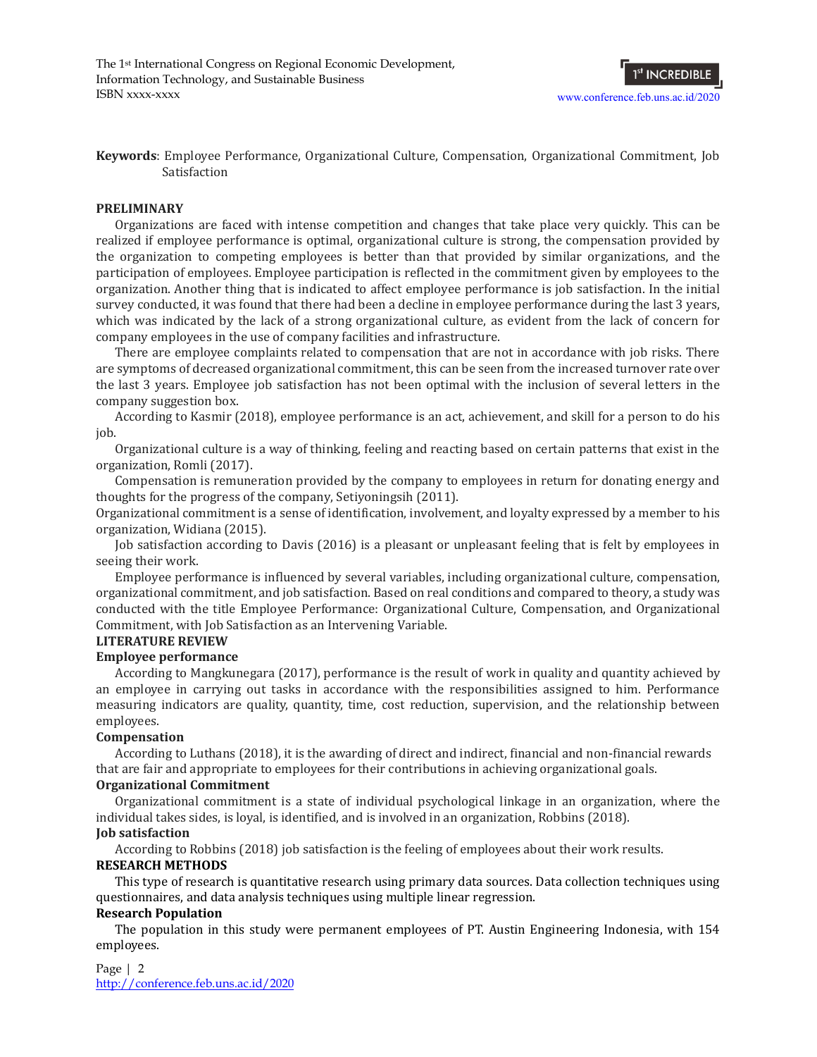**Keywords**: Employee Performance, Organizational Culture, Compensation, Organizational Commitment, Job Satisfaction

## PRELIMINARY

Organizations are faced with intense competition and changes that take place very quickly. This can be realized if employee performance is optimal, organizational culture is strong, the compensation provided by the organization to competing employees is better than that provided by similar organizations, and the participation of employees. Employee participation is reflected in the commitment given by employees to the organization. Another thing that is indicated to affect employee performance is job satisfaction. In the initial survey conducted, it was found that there had been a decline in employee performance during the last 3 years, which was indicated by the lack of a strong organizational culture, as evident from the lack of concern for company employees in the use of company facilities and infrastructure.

There are employee complaints related to compensation that are not in accordance with job risks. There are symptoms of decreased organizational commitment, this can be seen from the increased turnover rate over the last 3 years. Employee job satisfaction has not been optimal with the inclusion of several letters in the company suggestion box.

According to Kasmir (2018), employee performance is an act, achievement, and skill for a person to do his job.

Organizational culture is a way of thinking, feeling and reacting based on certain patterns that exist in the organization, Romli (2017).

Compensation is remuneration provided by the company to employees in return for donating energy and thoughts for the progress of the company, Setiyoningsih (2011).

Organizational commitment is a sense of identification, involvement, and loyalty expressed by a member to his organization, Widiana (2015).

Job satisfaction according to Davis (2016) is a pleasant or unpleasant feeling that is felt by employees in seeing their work.

Employee performance is influenced by several variables, including organizational culture, compensation, organizational commitment, and job satisfaction. Based on real conditions and compared to theory, a study was conducted with the title Employee Performance: Organizational Culture, Compensation, and Organizational Commitment, with Job Satisfaction as an Intervening Variable.

## LITERATURE REVIEW

### Employee performance

According to Mangkunegara (2017), performance is the result of work in quality and quantity achieved by an employee in carrying out tasks in accordance with the responsibilities assigned to him. Performance measuring indicators are quality, quantity, time, cost reduction, supervision, and the relationship between employees.

### Compensation

According to Luthans (2018), it is the awarding of direct and indirect, financial and non-financial rewards that are fair and appropriate to employees for their contributions in achieving organizational goals.

### Organizational Commitment

Organizational commitment is a state of individual psychological linkage in an organization, where the individual takes sides, is loyal, is identified, and is involved in an organization, Robbins (2018).

### Job satisfaction

According to Robbins (2018) job satisfaction is the feeling of employees about their work results.

## RESEARCH METHODS

This type of research is quantitative research using primary data sources. Data collection techniques using questionnaires, and data analysis techniques using multiple linear regression.

### Research Population

The population in this study were permanent employees of PT. Austin Engineering Indonesia, with 154 employees.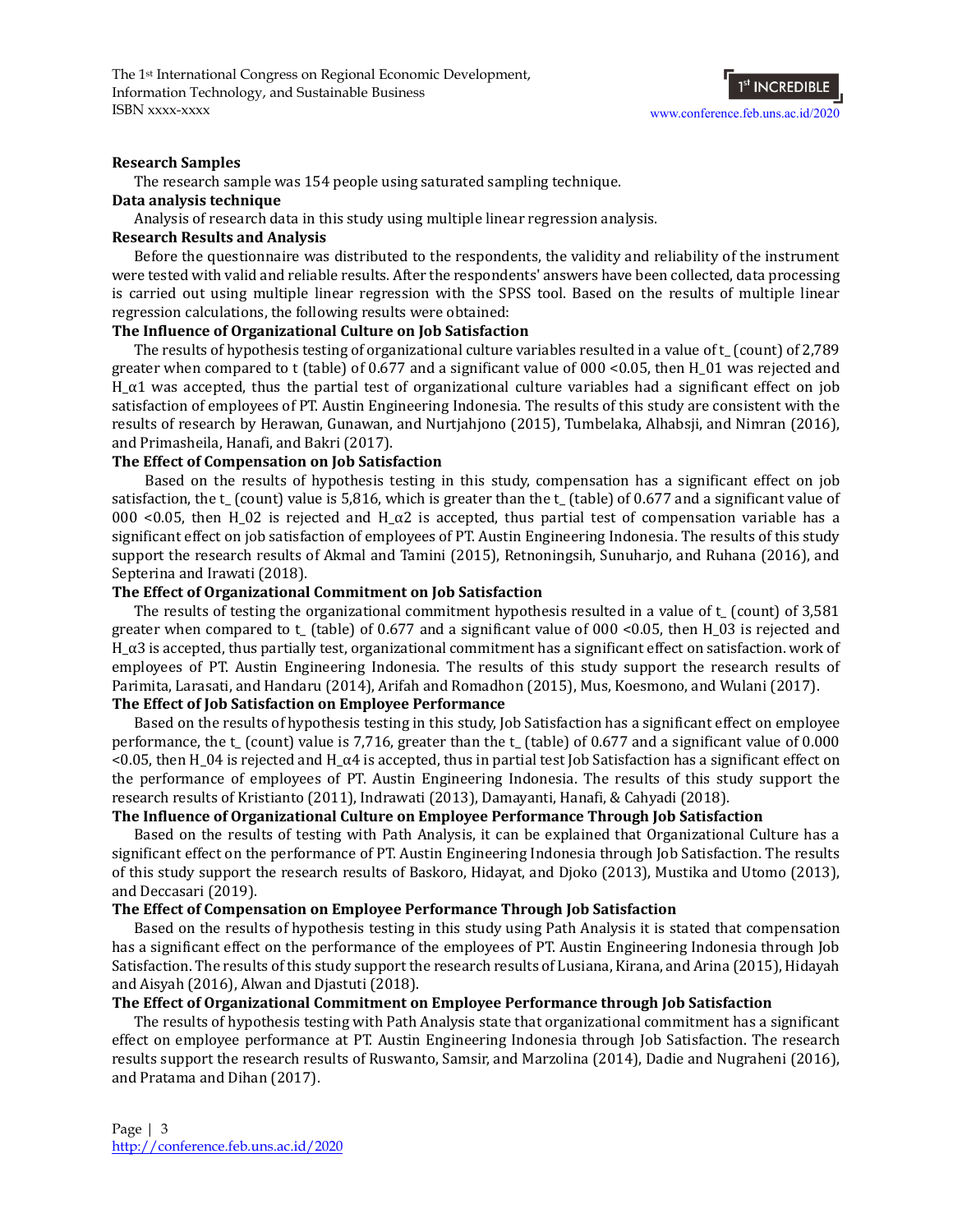**Research Samples**

The research sample was 154 people using saturated sampling technique.

**Data analysis technique**

Analysis of research data in this study using multiple linear regression analysis.

**Research Results and Analysis**

Before the questionnaire was distributed to the respondents, the validity and reliability of the instrument were tested with valid and reliable results. After the respondents' answers have been collected, data processing is carried out using multiple linear regression with the SPSS tool. Based on the results of multiple linear regression calculations, the following results were obtained:

**The Influence of Organizational Culture on Job Satisfaction**

The results of hypothesis testing of organizational culture variables resulted in a value of $t_{(count)}$ of 2,789 greater when compared to t (table) of 0.677 and a significant value of 000 <0.05, then $H_{01}$ was rejected and $H_{\alpha 1}$ was accepted, thus the partial test of organizational culture variables had a significant effect on job satisfaction of employees of PT. Austin Engineering Indonesia. The results of this study are consistent with the results of research by Herawan, Gunawan, and Nurtjahjono (2015), Tumbelaka, Alhabsji, and Nimran (2016), and Primasheila, Hanafi, and Bakri (2017).

**The Effect of Compensation on Job Satisfaction**

Based on the results of hypothesis testing in this study, compensation has a significant effect on job satisfaction, the $t_{(count)}$ value is 5,816, which is greater than the $t_{(table)}$ of 0.677 and a significant value of 000 <0.05, then $H_{02}$ is rejected and $H_{\alpha 2}$ is accepted, thus partial test of compensation variable has a significant effect on job satisfaction of employees of PT. Austin Engineering Indonesia. The results of this study support the research results of Akmal and Tamini (2015), Retnoningsih, Sunuharjo, and Ruhana (2016), and Septerina and Irawati (2018).

**The Effect of Organizational Commitment on Job Satisfaction**

The results of testing the organizational commitment hypothesis resulted in a value of $t_{(count)}$ of 3,581 greater when compared to $t_{(table)}$ of 0.677 and a significant value of 000 <0.05, then $H_{03}$ is rejected and $H_{\alpha 3}$ is accepted, thus partially test, organizational commitment has a significant effect on satisfaction. work of employees of PT. Austin Engineering Indonesia. The results of this study support the research results of Parimita, Larasati, and Handaru (2014), Arifah and Romadhon (2015), Mus, Koesmono, and Wulani (2017).

**The Effect of Job Satisfaction on Employee Performance**

Based on the results of hypothesis testing in this study, Job Satisfaction has a significant effect on employee performance, the $t_{(count)}$ value is 7,716, greater than the $t_{(table)}$ of 0.677 and a significant value of 0.000 <0.05, then $H_{04}$ is rejected and $H_{\alpha 4}$ is accepted, thus in partial test Job Satisfaction has a significant effect on the performance of employees of PT. Austin Engineering Indonesia. The results of this study support the research results of Kristianto (2011), Indrawati (2013), Damayanti, Hanafi, & Cahyadi (2018).

**The Influence of Organizational Culture on Employee Performance Through Job Satisfaction**

Based on the results of testing with Path Analysis, it can be explained that Organizational Culture has a significant effect on the performance of PT. Austin Engineering Indonesia through Job Satisfaction. The results of this study support the research results of Baskoro, Hidayat, and Djoko (2013), Mustika and Utomo (2013), and Deccasari (2019).

**The Effect of Compensation on Employee Performance Through Job Satisfaction**

Based on the results of hypothesis testing in this study using Path Analysis it is stated that compensation has a significant effect on the performance of the employees of PT. Austin Engineering Indonesia through Job Satisfaction. The results of this study support the research results of Lusiana, Kirana, and Arina (2015), Hidayah and Aisyah (2016), Alwan and Djastuti (2018).

**The Effect of Organizational Commitment on Employee Performance through Job Satisfaction**

The results of hypothesis testing with Path Analysis state that organizational commitment has a significant effect on employee performance at PT. Austin Engineering Indonesia through Job Satisfaction. The research results support the research results of Ruswanto, Samsir, and Marzolina (2014), Dadie and Nugraheni (2016), and Pratama and Dihan (2017).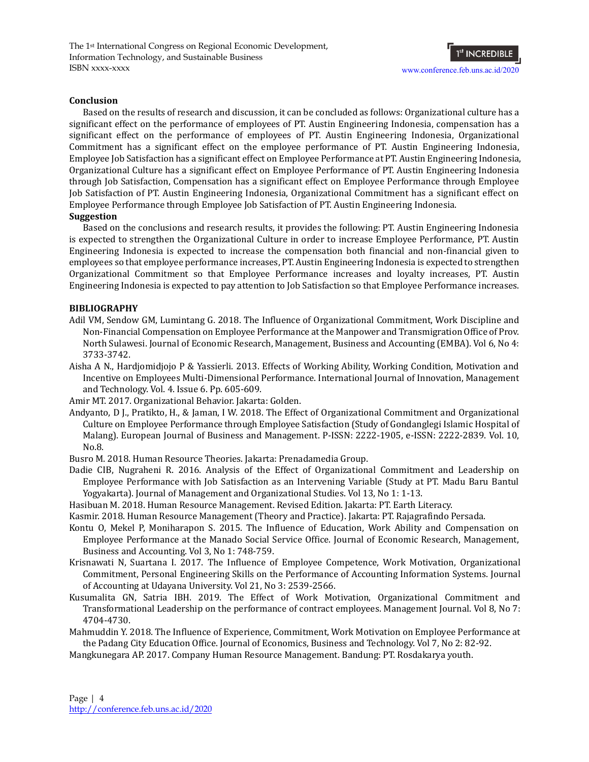**Conclusion**

Based on the results of research and discussion, it can be concluded as follows: Organizational culture has a significant effect on the performance of employees of PT. Austin Engineering Indonesia, compensation has a significant effect on the performance of employees of PT. Austin Engineering Indonesia, Organizational Commitment has a significant effect on the employee performance of PT. Austin Engineering Indonesia, Employee Job Satisfaction has a significant effect on Employee Performance at PT. Austin Engineering Indonesia, Organizational Culture has a significant effect on Employee Performance of PT. Austin Engineering Indonesia through Job Satisfaction, Compensation has a significant effect on Employee Performance through Employee Job Satisfaction of PT. Austin Engineering Indonesia, Organizational Commitment has a significant effect on Employee Performance through Employee Job Satisfaction of PT. Austin Engineering Indonesia.

**Suggestion**

Based on the conclusions and research results, it provides the following: PT. Austin Engineering Indonesia is expected to strengthen the Organizational Culture in order to increase Employee Performance, PT. Austin Engineering Indonesia is expected to increase the compensation both financial and non-financial given to employees so that employee performance increases, PT. Austin Engineering Indonesia is expected to strengthen Organizational Commitment so that Employee Performance increases and loyalty increases, PT. Austin Engineering Indonesia is expected to pay attention to Job Satisfaction so that Employee Performance increases.

**BIBLIOGRAPHY**

Adil VM, Sendow GM, Lumintang G. 2018. The Influence of Organizational Commitment, Work Discipline and Non-Financial Compensation on Employee Performance at the Manpower and Transmigration Office of Prov. North Sulawesi. Journal of Economic Research, Management, Business and Accounting (EMBA). Vol 6, No 4: 3733-3742.

Aisha A N., Hardjomidjojo P & Yassierli. 2013. Effects of Working Ability, Working Condition, Motivation and Incentive on Employees Multi-Dimensional Performance. International Journal of Innovation, Management and Technology. Vol. 4. Issue 6. Pp. 605-609.

Amir MT. 2017. Organizational Behavior. Jakarta: Golden.

Andyanto, D J., Pratikto, H., & Jaman, I W. 2018. The Effect of Organizational Commitment and Organizational Culture on Employee Performance through Employee Satisfaction (Study of Gondanglegi Islamic Hospital of Malang). European Journal of Business and Management. P-ISSN: 2222-1905, e-ISSN: 2222-2839. Vol. 10, No.8.

Busro M. 2018. Human Resource Theories. Jakarta: Prenadamedia Group.

Dadie CIB, Nugraheni R. 2016. Analysis of the Effect of Organizational Commitment and Leadership on Employee Performance with Job Satisfaction as an Intervening Variable (Study at PT. Madu Baru Bantul Yogyakarta). Journal of Management and Organizational Studies. Vol 13, No 1: 1-13.

Hasibuan M. 2018. Human Resource Management. Revised Edition. Jakarta: PT. Earth Literacy.

Kasmir. 2018. Human Resource Management (Theory and Practice). Jakarta: PT. Rajagrafindo Persada.

Kontu O, Mekel P, Moniharapon S. 2015. The Influence of Education, Work Ability and Compensation on Employee Performance at the Manado Social Service Office. Journal of Economic Research, Management, Business and Accounting. Vol 3, No 1: 748-759.

Krisnawati N, Suartana I. 2017. The Influence of Employee Competence, Work Motivation, Organizational Commitment, Personal Engineering Skills on the Performance of Accounting Information Systems. Journal of Accounting at Udayana University. Vol 21, No 3: 2539-2566.

Kusumalita GN, Satria IBH. 2019. The Effect of Work Motivation, Organizational Commitment and Transformational Leadership on the performance of contract employees. Management Journal. Vol 8, No 7: 4704-4730.

Mahmuddin Y. 2018. The Influence of Experience, Commitment, Work Motivation on Employee Performance at the Padang City Education Office. Journal of Economics, Business and Technology. Vol 7, No 2: 82-92.

Mangkunegara AP. 2017. Company Human Resource Management. Bandung: PT. Rosdakarya youth.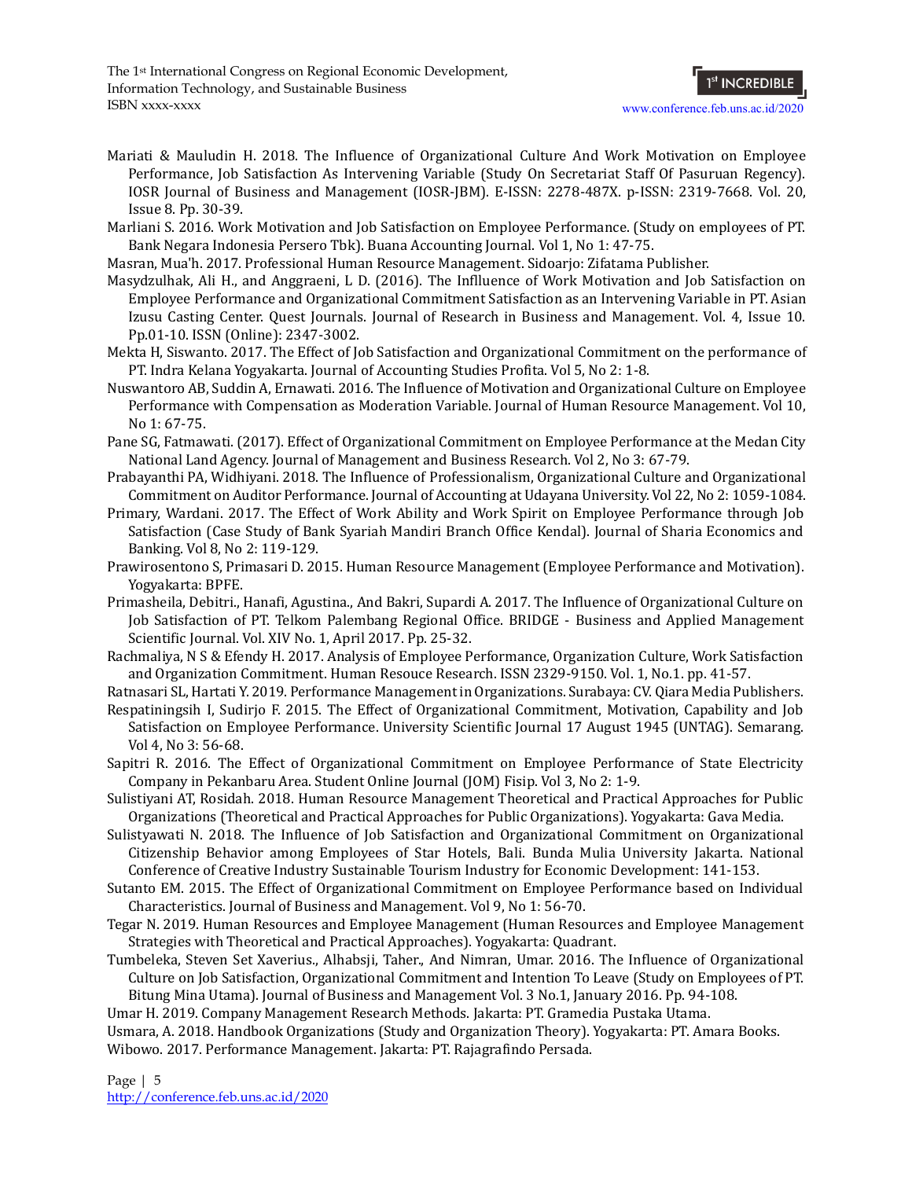Mariati & Mauludin H. 2018. The Influence of Organizational Culture And Work Motivation on Employee Performance, Job Satisfaction As Intervening Variable (Study On Secretariat Staff Of Pasuruan Regency). IOSR Journal of Business and Management (IOSR-JBM). E-ISSN: 2278-487X. p-ISSN: 2319-7668. Vol. 20, Issue 8. Pp. 30-39.

Marliani S. 2016. Work Motivation and Job Satisfaction on Employee Performance. (Study on employees of PT. Bank Negara Indonesia Persero Tbk). Buana Accounting Journal. Vol 1, No 1: 47-75.

Masran, Mua'h. 2017. Professional Human Resource Management. Sidoarjo: Zifatama Publisher.

Masydzulhak, Ali H., and Anggraeni, L D. (2016). The Inflluence of Work Motivation and Job Satisfaction on Employee Performance and Organizational Commitment Satisfaction as an Intervening Variable in PT. Asian Izusu Casting Center. Quest Journals. Journal of Research in Business and Management. Vol. 4, Issue 10. Pp.01-10. ISSN (Online): 2347-3002.

Mekta H, Siswanto. 2017. The Effect of Job Satisfaction and Organizational Commitment on the performance of PT. Indra Kelana Yogyakarta. Journal of Accounting Studies Profita. Vol 5, No 2: 1-8.

Nuswantoro AB, Suddin A, Ernawati. 2016. The Influence of Motivation and Organizational Culture on Employee Performance with Compensation as Moderation Variable. Journal of Human Resource Management. Vol 10, No 1: 67-75.

Pane SG, Fatmawati. (2017). Effect of Organizational Commitment on Employee Performance at the Medan City National Land Agency. Journal of Management and Business Research. Vol 2, No 3: 67-79.

Prabayanthi PA, Widhiyani. 2018. The Influence of Professionalism, Organizational Culture and Organizational Commitment on Auditor Performance. Journal of Accounting at Udayana University. Vol 22, No 2: 1059-1084.

Primary, Wardani. 2017. The Effect of Work Ability and Work Spirit on Employee Performance through Job Satisfaction (Case Study of Bank Syariah Mandiri Branch Office Kendal). Journal of Sharia Economics and Banking. Vol 8, No 2: 119-129.

Prawirosentono S, Primasari D. 2015. Human Resource Management (Employee Performance and Motivation). Yogyakarta: BPFE.

Primasheila, Debitri., Hanafi, Agustina., And Bakri, Supardi A. 2017. The Influence of Organizational Culture on Job Satisfaction of PT. Telkom Palembang Regional Office. BRIDGE - Business and Applied Management Scientific Journal. Vol. XIV No. 1, April 2017. Pp. 25-32.

Rachmaliya, N S & Efendy H. 2017. Analysis of Employee Performance, Organization Culture, Work Satisfaction and Organization Commitment. Human Resouce Research. ISSN 2329-9150. Vol. 1, No.1. pp. 41-57.

Ratnasari SL, Hartati Y. 2019. Performance Management in Organizations. Surabaya: CV. Qiara Media Publishers.

Respatiningsih I, Sudirjo F. 2015. The Effect of Organizational Commitment, Motivation, Capability and Job Satisfaction on Employee Performance. University Scientific Journal 17 August 1945 (UNTAG). Semarang. Vol 4, No 3: 56-68.

Sapitri R. 2016. The Effect of Organizational Commitment on Employee Performance of State Electricity Company in Pekanbaru Area. Student Online Journal (JOM) Fisip. Vol 3, No 2: 1-9.

Sulistiyani AT, Rosidah. 2018. Human Resource Management Theoretical and Practical Approaches for Public Organizations (Theoretical and Practical Approaches for Public Organizations). Yogyakarta: Gava Media.

Sulistyawati N. 2018. The Influence of Job Satisfaction and Organizational Commitment on Organizational Citizenship Behavior among Employees of Star Hotels, Bali. Bunda Mulia University Jakarta. National Conference of Creative Industry Sustainable Tourism Industry for Economic Development: 141-153.

Sutanto EM. 2015. The Effect of Organizational Commitment on Employee Performance based on Individual Characteristics. Journal of Business and Management. Vol 9, No 1: 56-70.

Tegar N. 2019. Human Resources and Employee Management (Human Resources and Employee Management Strategies with Theoretical and Practical Approaches). Yogyakarta: Quadrant.

Tumbeleka, Steven Set Xaverius., Alhabsji, Taher., And Nimran, Umar. 2016. The Influence of Organizational Culture on Job Satisfaction, Organizational Commitment and Intention To Leave (Study on Employees of PT. Bitung Mina Utama). Journal of Business and Management Vol. 3 No.1, January 2016. Pp. 94-108.

Umar H. 2019. Company Management Research Methods. Jakarta: PT. Gramedia Pustaka Utama.

Usmara, A. 2018. Handbook Organizations (Study and Organization Theory). Yogyakarta: PT. Amara Books.

Wibowo. 2017. Performance Management. Jakarta: PT. Rajagrafindo Persada.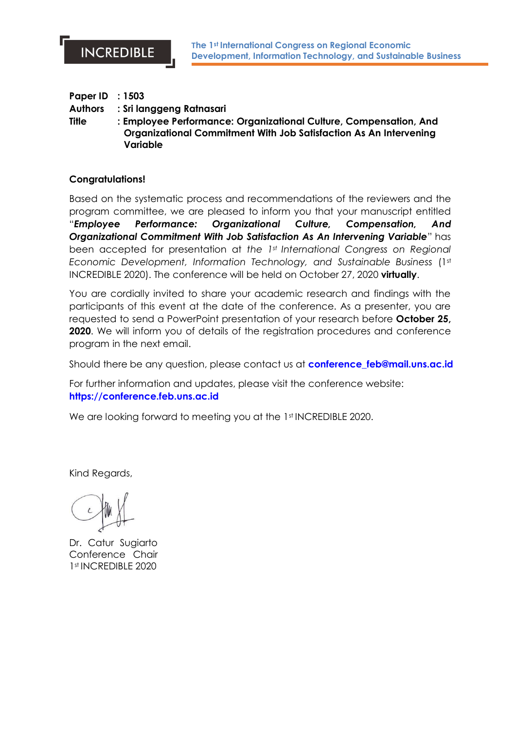INCREDIBLE

**The 1st International Congress on Regional Economic Development, Information Technology, and Sustainable Business**

**Paper ID** : **1503**
**Authors** : **Sri langgeng Ratnasari**
**Title** : **Employee Performance: Organizational Culture, Compensation, And Organizational Commitment With Job Satisfaction As An Intervening Variable**

**Congratulations!**

Based on the systematic process and recommendations of the reviewers and the program committee, we are pleased to inform you that your manuscript entitled "***Employee Performance: Organizational Culture, Compensation, And Organizational Commitment With Job Satisfaction As An Intervening Variable***" has been accepted for presentation at *the 1st International Congress on Regional Economic Development, Information Technology, and Sustainable Business* (1st INCREDIBLE 2020). The conference will be held on October 27, 2020 **virtually**.

You are cordially invited to share your academic research and findings with the participants of this event at the date of the conference. As a presenter, you are requested to send a PowerPoint presentation of your research before **October 25, 2020**. We will inform you of details of the registration procedures and conference program in the next email.

Should there be any question, please contact us at **conference_feb@mail.uns.ac.id**

For further information and updates, please visit the conference website:
**https://conference.feb.uns.ac.id**

We are looking forward to meeting you at the 1st INCREDIBLE 2020.

Kind Regards,

Dr. Catur Sugiarto
Conference Chair
1st INCREDIBLE 2020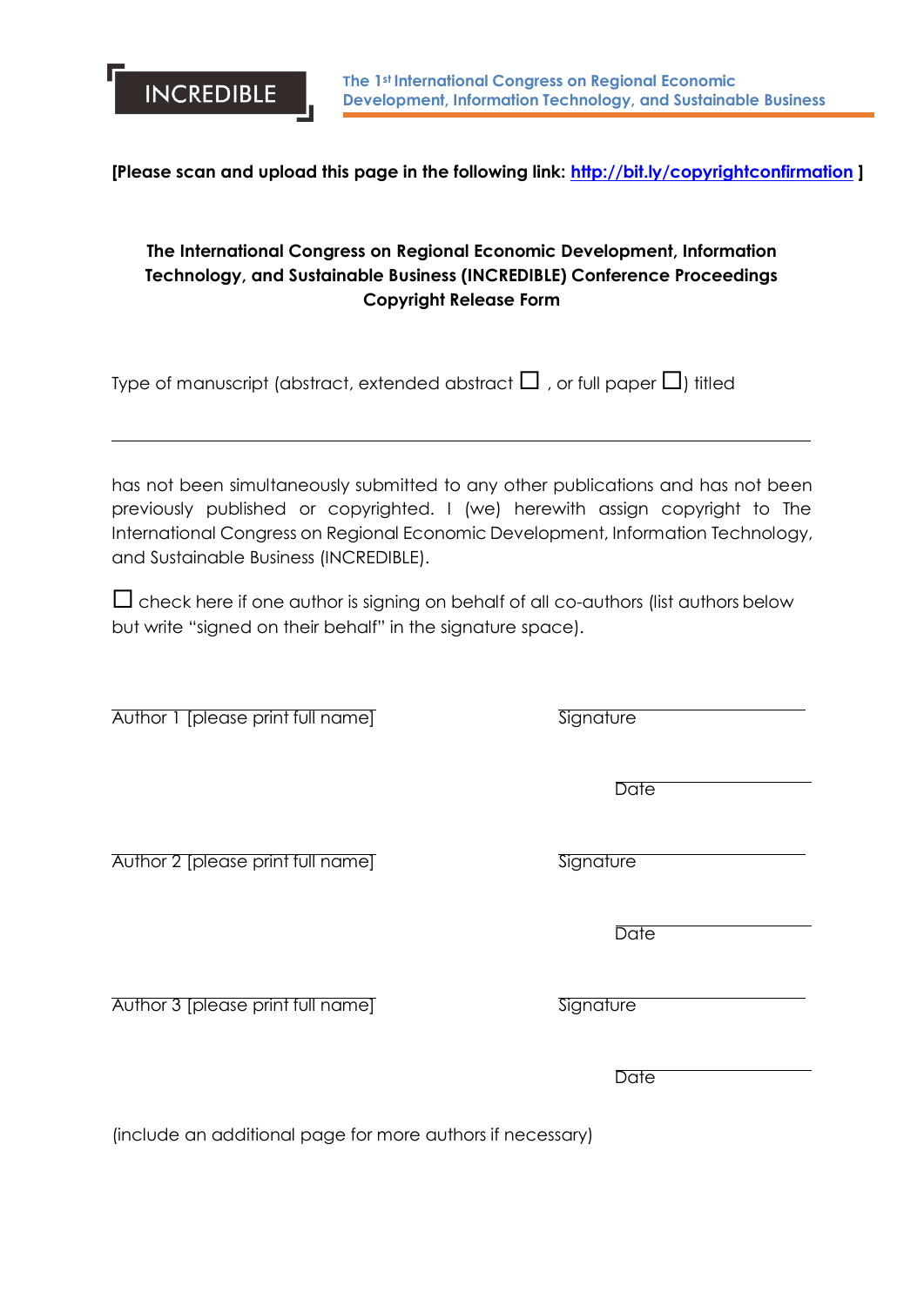**[Please scan and upload this page in the following link: http://bit.ly/copyrightconfirmation ]**

**The International Congress on Regional Economic Development, Information Technology, and Sustainable Business (INCREDIBLE) Conference Proceedings Copyright Release Form**

Type of manuscript (abstract, extended abstract ☐ , or full paper ☐) titled

\_\_\_\_\_\_\_\_\_\_\_\_\_\_\_\_\_\_\_\_\_\_\_\_\_\_\_\_\_\_\_\_\_\_\_\_\_\_\_\_\_\_\_\_\_\_\_\_\_\_\_\_\_\_\_\_\_\_\_\_

has not been simultaneously submitted to any other publications and has not been previously published or copyrighted. I (we) herewith assign copyright to The International Congress on Regional Economic Development, Information Technology, and Sustainable Business (INCREDIBLE).

☐ check here if one author is signing on behalf of all co-authors (list authors below but write "signed on their behalf" in the signature space).

| | |
|---|---|
| Author 1 [please print full name] | Signature |
| | Date |
| Author 2 [please print full name] | Signature |
| | Date |
| Author 3 [please print full name] | Signature |
| | Date |

(include an additional page for more authors if necessary)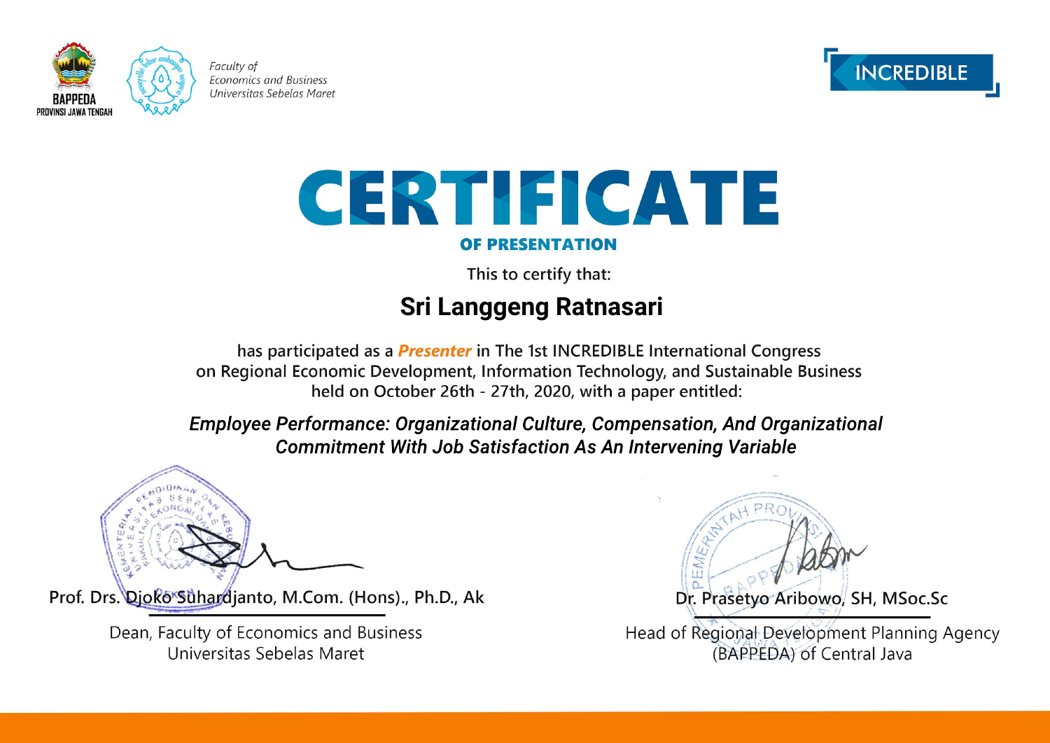BAPPEDA
PROVINSI JAWA TENGAH

*Faculty of Economics and Business Universitas Sebelas Maret*

INCREDIBLE

# CERTIFICATE

**OF PRESENTATION**

This to certify that:

## Sri Langgeng Ratnasari

has participated as a ***Presenter*** in The 1st INCREDIBLE International Congress on Regional Economic Development, Information Technology, and Sustainable Business held on October 26th - 27th, 2020, with a paper entitled:

***Employee Performance: Organizational Culture, Compensation, And Organizational Commitment With Job Satisfaction As An Intervening Variable***

Prof. Drs. Djoko Suhardjanto, M.Com. (Hons)., Ph.D., Ak

Dean, Faculty of Economics and Business
Universitas Sebelas Maret

Dr. Prasetyo Aribowo, SH, MSoc.Sc

Head of Regional Development Planning Agency
(BAPPEDA) of Central Java